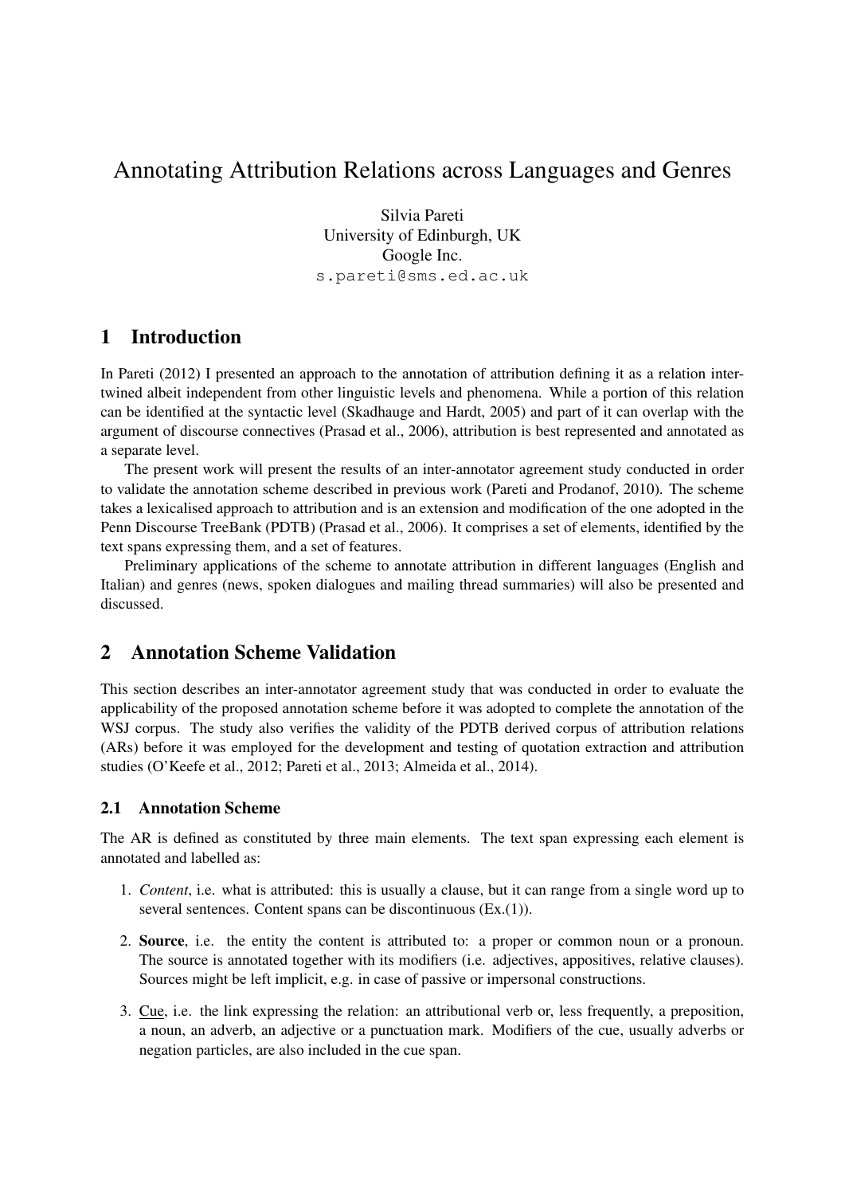# Annotating Attribution Relations across Languages and Genres

Silvia Pareti
University of Edinburgh, UK
Google Inc.
s.pareti@sms.ed.ac.uk

## 1 Introduction

In Pareti (2012) I presented an approach to the annotation of attribution defining it as a relation intertwined albeit independent from other linguistic levels and phenomena. While a portion of this relation can be identified at the syntactic level (Skadhauge and Hardt, 2005) and part of it can overlap with the argument of discourse connectives (Prasad et al., 2006), attribution is best represented and annotated as a separate level.

The present work will present the results of an inter-annotator agreement study conducted in order to validate the annotation scheme described in previous work (Pareti and Prodanof, 2010). The scheme takes a lexicalised approach to attribution and is an extension and modification of the one adopted in the Penn Discourse TreeBank (PDTB) (Prasad et al., 2006). It comprises a set of elements, identified by the text spans expressing them, and a set of features.

Preliminary applications of the scheme to annotate attribution in different languages (English and Italian) and genres (news, spoken dialogues and mailing thread summaries) will also be presented and discussed.

## 2 Annotation Scheme Validation

This section describes an inter-annotator agreement study that was conducted in order to evaluate the applicability of the proposed annotation scheme before it was adopted to complete the annotation of the WSJ corpus. The study also verifies the validity of the PDTB derived corpus of attribution relations (ARs) before it was employed for the development and testing of quotation extraction and attribution studies (O'Keefe et al., 2012; Pareti et al., 2013; Almeida et al., 2014).

### 2.1 Annotation Scheme

The AR is defined as constituted by three main elements. The text span expressing each element is annotated and labelled as:

1. *Content*, i.e. what is attributed: this is usually a clause, but it can range from a single word up to several sentences. Content spans can be discontinuous (Ex.(1)).
2. **Source**, i.e. the entity the content is attributed to: a proper or common noun or a pronoun. The source is annotated together with its modifiers (i.e. adjectives, appositives, relative clauses). Sources might be left implicit, e.g. in case of passive or impersonal constructions.
3. <u>Cue</u>, i.e. the link expressing the relation: an attributional verb or, less frequently, a preposition, a noun, an adverb, an adjective or a punctuation mark. Modifiers of the cue, usually adverbs or negation particles, are also included in the cue span.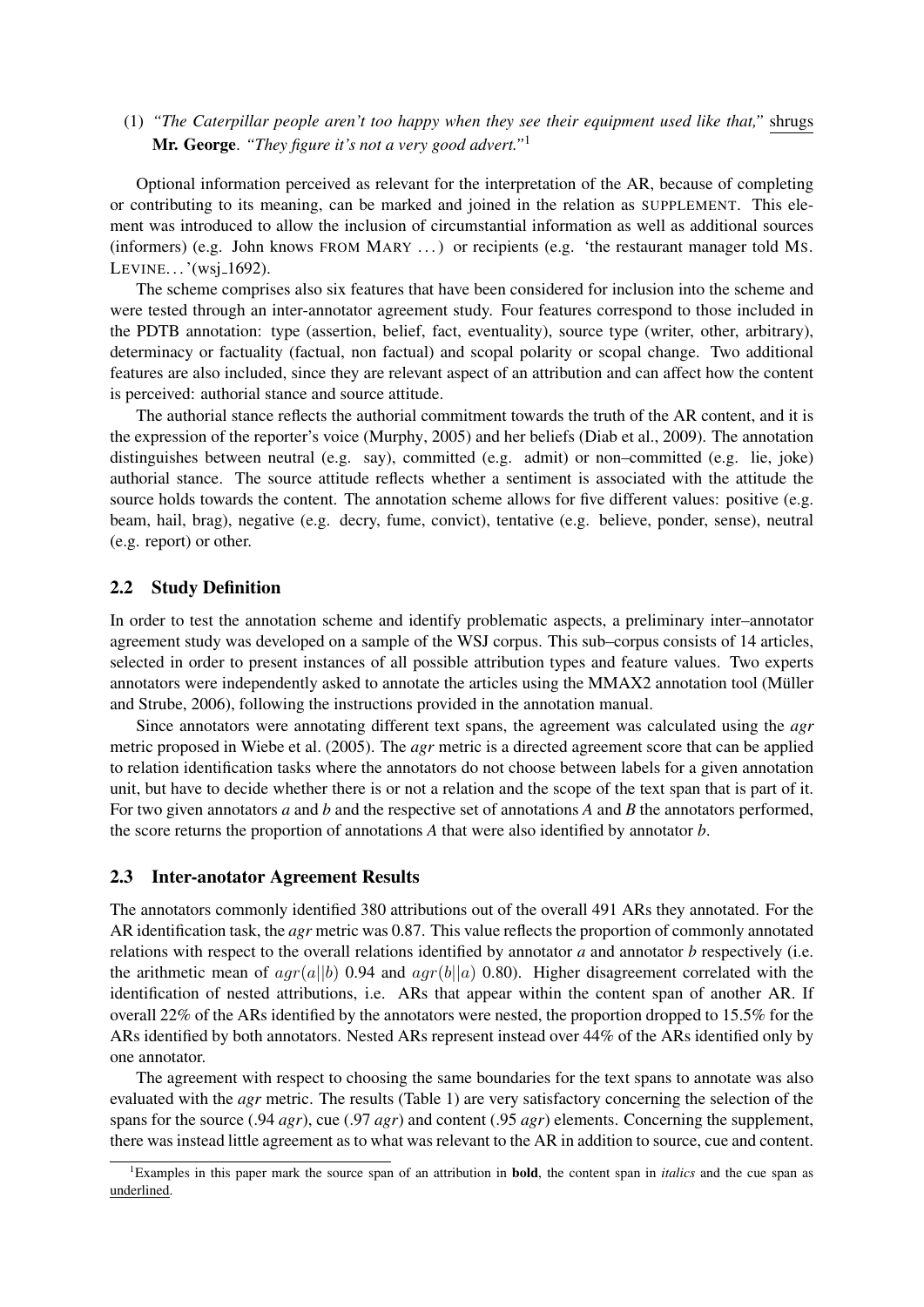(1) *"The Caterpillar people aren't too happy when they see their equipment used like that,"* <u>shrugs</u> **Mr. George**. *"They figure it's not a very good advert."*[1]

Optional information perceived as relevant for the interpretation of the AR, because of completing or contributing to its meaning, can be marked and joined in the relation as SUPPLEMENT. This element was introduced to allow the inclusion of circumstantial information as well as additional sources (informers) (e.g. John knows FROM MARY ...) or recipients (e.g. 'the restaurant manager told MS. LEVINE...'(wsj_1692).

The scheme comprises also six features that have been considered for inclusion into the scheme and were tested through an inter-annotator agreement study. Four features correspond to those included in the PDTB annotation: type (assertion, belief, fact, eventuality), source type (writer, other, arbitrary), determinacy or factuality (factual, non factual) and scopal polarity or scopal change. Two additional features are also included, since they are relevant aspect of an attribution and can affect how the content is perceived: authorial stance and source attitude.

The authorial stance reflects the authorial commitment towards the truth of the AR content, and it is the expression of the reporter's voice (Murphy, 2005) and her beliefs (Diab et al., 2009). The annotation distinguishes between neutral (e.g. say), committed (e.g. admit) or non–committed (e.g. lie, joke) authorial stance. The source attitude reflects whether a sentiment is associated with the attitude the source holds towards the content. The annotation scheme allows for five different values: positive (e.g. beam, hail, brag), negative (e.g. decry, fume, convict), tentative (e.g. believe, ponder, sense), neutral (e.g. report) or other.

## 2.2 Study Definition

In order to test the annotation scheme and identify problematic aspects, a preliminary inter–annotator agreement study was developed on a sample of the WSJ corpus. This sub–corpus consists of 14 articles, selected in order to present instances of all possible attribution types and feature values. Two experts annotators were independently asked to annotate the articles using the MMAX2 annotation tool (Müller and Strube, 2006), following the instructions provided in the annotation manual.

Since annotators were annotating different text spans, the agreement was calculated using the *agr* metric proposed in Wiebe et al. (2005). The *agr* metric is a directed agreement score that can be applied to relation identification tasks where the annotators do not choose between labels for a given annotation unit, but have to decide whether there is or not a relation and the scope of the text span that is part of it. For two given annotators *a* and *b* and the respective set of annotations *A* and *B* the annotators performed, the score returns the proportion of annotations *A* that were also identified by annotator *b*.

## 2.3 Inter-anotator Agreement Results

The annotators commonly identified 380 attributions out of the overall 491 ARs they annotated. For the AR identification task, the *agr* metric was 0.87. This value reflects the proportion of commonly annotated relations with respect to the overall relations identified by annotator *a* and annotator *b* respectively (i.e. the arithmetic mean of $agr(a||b)$ 0.94 and $agr(b||a)$ 0.80). Higher disagreement correlated with the identification of nested attributions, i.e. ARs that appear within the content span of another AR. If overall 22% of the ARs identified by the annotators were nested, the proportion dropped to 15.5% for the ARs identified by both annotators. Nested ARs represent instead over 44% of the ARs identified only by one annotator.

The agreement with respect to choosing the same boundaries for the text spans to annotate was also evaluated with the *agr* metric. The results (Table 1) are very satisfactory concerning the selection of the spans for the source (.94 *agr*), cue (.97 *agr*) and content (.95 *agr*) elements. Concerning the supplement, there was instead little agreement as to what was relevant to the AR in addition to source, cue and content.

[1] Examples in this paper mark the source span of an attribution in **bold**, the content span in *italics* and the cue span as <u>underlined</u>.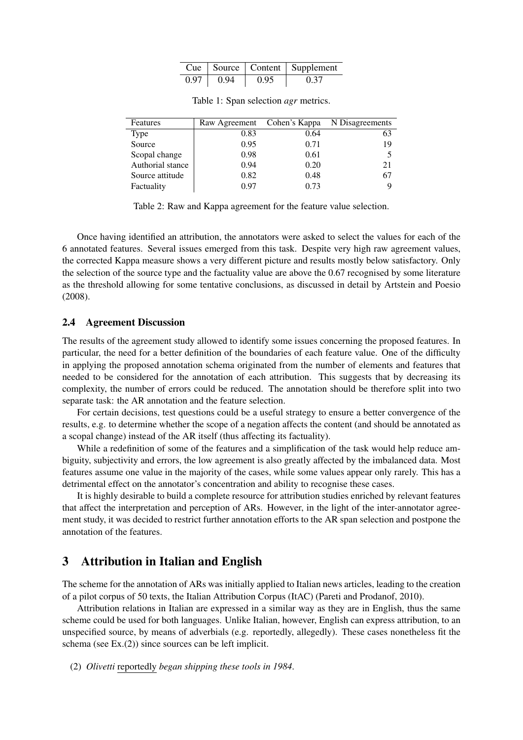| Cue | Source | Content | Supplement |
|---|---|---|---|
| 0.97 | 0.94 | 0.95 | 0.37 |

Table 1: Span selection *agr* metrics.

| Features | Raw Agreement | Cohen's Kappa | N Disagreements |
|---|---|---|---|
| Type | 0.83 | 0.64 | 63 |
| Source | 0.95 | 0.71 | 19 |
| Scopal change | 0.98 | 0.61 | 5 |
| Authorial stance | 0.94 | 0.20 | 21 |
| Source attitude | 0.82 | 0.48 | 67 |
| Factuality | 0.97 | 0.73 | 9 |

Table 2: Raw and Kappa agreement for the feature value selection.

Once having identified an attribution, the annotators were asked to select the values for each of the 6 annotated features. Several issues emerged from this task. Despite very high raw agreement values, the corrected Kappa measure shows a very different picture and results mostly below satisfactory. Only the selection of the source type and the factuality value are above the 0.67 recognised by some literature as the threshold allowing for some tentative conclusions, as discussed in detail by Artstein and Poesio (2008).

### 2.4 Agreement Discussion

The results of the agreement study allowed to identify some issues concerning the proposed features. In particular, the need for a better definition of the boundaries of each feature value. One of the difficulty in applying the proposed annotation schema originated from the number of elements and features that needed to be considered for the annotation of each attribution. This suggests that by decreasing its complexity, the number of errors could be reduced. The annotation should be therefore split into two separate task: the AR annotation and the feature selection.

For certain decisions, test questions could be a useful strategy to ensure a better convergence of the results, e.g. to determine whether the scope of a negation affects the content (and should be annotated as a scopal change) instead of the AR itself (thus affecting its factuality).

While a redefinition of some of the features and a simplification of the task would help reduce ambiguity, subjectivity and errors, the low agreement is also greatly affected by the imbalanced data. Most features assume one value in the majority of the cases, while some values appear only rarely. This has a detrimental effect on the annotator's concentration and ability to recognise these cases.

It is highly desirable to build a complete resource for attribution studies enriched by relevant features that affect the interpretation and perception of ARs. However, in the light of the inter-annotator agreement study, it was decided to restrict further annotation efforts to the AR span selection and postpone the annotation of the features.

## 3 Attribution in Italian and English

The scheme for the annotation of ARs was initially applied to Italian news articles, leading to the creation of a pilot corpus of 50 texts, the Italian Attribution Corpus (ItAC) (Pareti and Prodanof, 2010).

Attribution relations in Italian are expressed in a similar way as they are in English, thus the same scheme could be used for both languages. Unlike Italian, however, English can express attribution, to an unspecified source, by means of adverbials (e.g. reportedly, allegedly). These cases nonetheless fit the schema (see Ex.(2)) since sources can be left implicit.

(2) *Olivetti* reportedly *began shipping these tools in 1984.*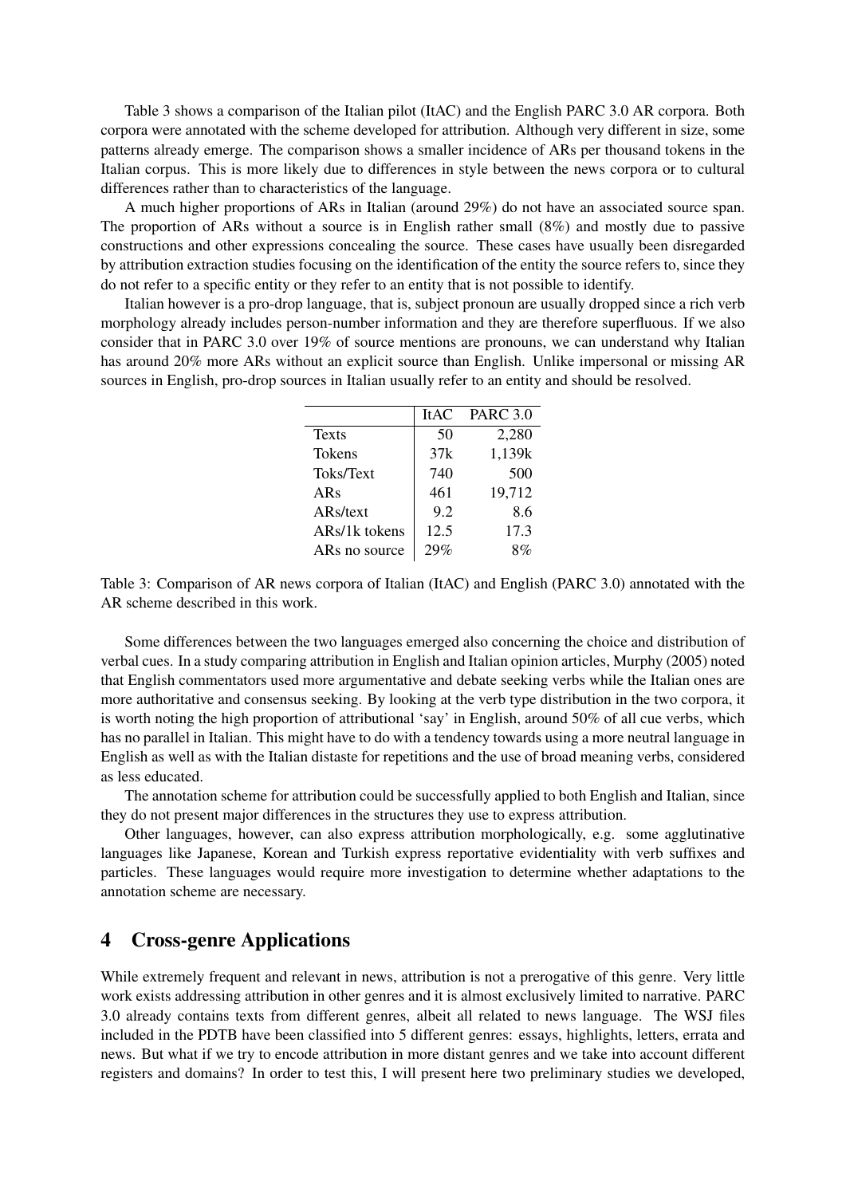Table 3 shows a comparison of the Italian pilot (ItAC) and the English PARC 3.0 AR corpora. Both corpora were annotated with the scheme developed for attribution. Although very different in size, some patterns already emerge. The comparison shows a smaller incidence of ARs per thousand tokens in the Italian corpus. This is more likely due to differences in style between the news corpora or to cultural differences rather than to characteristics of the language.

A much higher proportions of ARs in Italian (around 29%) do not have an associated source span. The proportion of ARs without a source is in English rather small (8%) and mostly due to passive constructions and other expressions concealing the source. These cases have usually been disregarded by attribution extraction studies focusing on the identification of the entity the source refers to, since they do not refer to a specific entity or they refer to an entity that is not possible to identify.

Italian however is a pro-drop language, that is, subject pronoun are usually dropped since a rich verb morphology already includes person-number information and they are therefore superfluous. If we also consider that in PARC 3.0 over 19% of source mentions are pronouns, we can understand why Italian has around 20% more ARs without an explicit source than English. Unlike impersonal or missing AR sources in English, pro-drop sources in Italian usually refer to an entity and should be resolved.

| | ItAC | PARC 3.0 |
|---|---|---|
| Texts | 50 | 2,280 |
| Tokens | 37k | 1,139k |
| Toks/Text | 740 | 500 |
| ARs | 461 | 19,712 |
| ARs/text | 9.2 | 8.6 |
| ARs/1k tokens | 12.5 | 17.3 |
| ARs no source | 29% | 8% |

Table 3: Comparison of AR news corpora of Italian (ItAC) and English (PARC 3.0) annotated with the AR scheme described in this work.

Some differences between the two languages emerged also concerning the choice and distribution of verbal cues. In a study comparing attribution in English and Italian opinion articles, Murphy (2005) noted that English commentators used more argumentative and debate seeking verbs while the Italian ones are more authoritative and consensus seeking. By looking at the verb type distribution in the two corpora, it is worth noting the high proportion of attributional 'say' in English, around 50% of all cue verbs, which has no parallel in Italian. This might have to do with a tendency towards using a more neutral language in English as well as with the Italian distaste for repetitions and the use of broad meaning verbs, considered as less educated.

The annotation scheme for attribution could be successfully applied to both English and Italian, since they do not present major differences in the structures they use to express attribution.

Other languages, however, can also express attribution morphologically, e.g. some agglutinative languages like Japanese, Korean and Turkish express reportative evidentiality with verb suffixes and particles. These languages would require more investigation to determine whether adaptations to the annotation scheme are necessary.

## 4 Cross-genre Applications

While extremely frequent and relevant in news, attribution is not a prerogative of this genre. Very little work exists addressing attribution in other genres and it is almost exclusively limited to narrative. PARC 3.0 already contains texts from different genres, albeit all related to news language. The WSJ files included in the PDTB have been classified into 5 different genres: essays, highlights, letters, errata and news. But what if we try to encode attribution in more distant genres and we take into account different registers and domains? In order to test this, I will present here two preliminary studies we developed,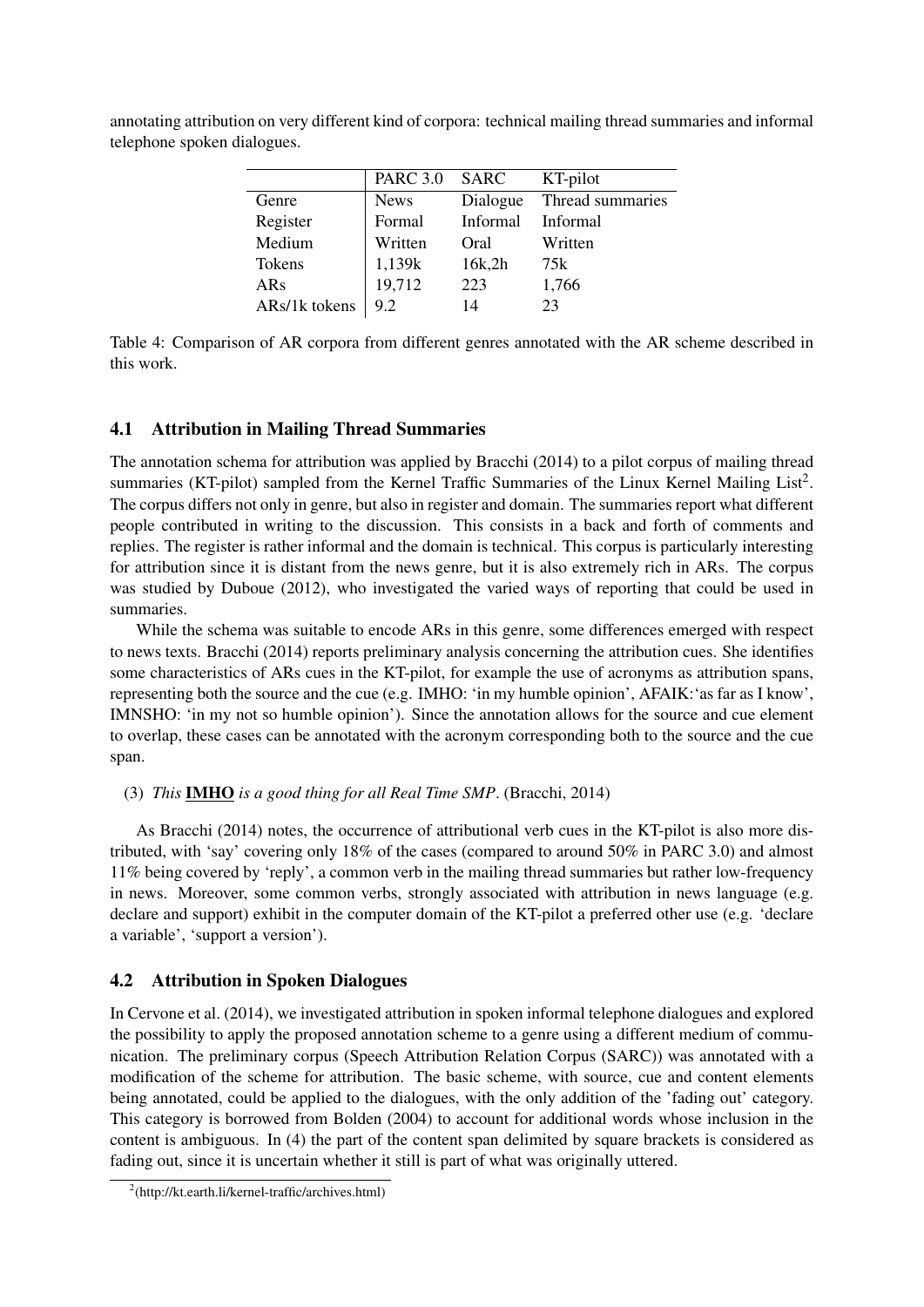annotating attribution on very different kind of corpora: technical mailing thread summaries and informal telephone spoken dialogues.

| | PARC 3.0 | SARC | KT-pilot |
|---|---|---|---|
| Genre | News | Dialogue | Thread summaries |
| Register | Formal | Informal | Informal |
| Medium | Written | Oral | Written |
| Tokens | 1,139k | 16k,2h | 75k |
| ARs | 19,712 | 223 | 1,766 |
| ARs/1k tokens | 9.2 | 14 | 23 |

Table 4: Comparison of AR corpora from different genres annotated with the AR scheme described in this work.

### 4.1 Attribution in Mailing Thread Summaries

The annotation schema for attribution was applied by Bracchi (2014) to a pilot corpus of mailing thread summaries (KT-pilot) sampled from the Kernel Traffic Summaries of the Linux Kernel Mailing List[2]. The corpus differs not only in genre, but also in register and domain. The summaries report what different people contributed in writing to the discussion. This consists in a back and forth of comments and replies. The register is rather informal and the domain is technical. This corpus is particularly interesting for attribution since it is distant from the news genre, but it is also extremely rich in ARs. The corpus was studied by Duboue (2012), who investigated the varied ways of reporting that could be used in summaries.

While the schema was suitable to encode ARs in this genre, some differences emerged with respect to news texts. Bracchi (2014) reports preliminary analysis concerning the attribution cues. She identifies some characteristics of ARs cues in the KT-pilot, for example the use of acronyms as attribution spans, representing both the source and the cue (e.g. IMHO: 'in my humble opinion', AFAIK:'as far as I know', IMNSHO: 'in my not so humble opinion'). Since the annotation allows for the source and cue element to overlap, these cases can be annotated with the acronym corresponding both to the source and the cue span.

(3) *This* **IMHO** *is a good thing for all Real Time SMP*. (Bracchi, 2014)

As Bracchi (2014) notes, the occurrence of attributional verb cues in the KT-pilot is also more distributed, with 'say' covering only 18% of the cases (compared to around 50% in PARC 3.0) and almost 11% being covered by 'reply', a common verb in the mailing thread summaries but rather low-frequency in news. Moreover, some common verbs, strongly associated with attribution in news language (e.g. declare and support) exhibit in the computer domain of the KT-pilot a preferred other use (e.g. 'declare a variable', 'support a version').

### 4.2 Attribution in Spoken Dialogues

In Cervone et al. (2014), we investigated attribution in spoken informal telephone dialogues and explored the possibility to apply the proposed annotation scheme to a genre using a different medium of communication. The preliminary corpus (Speech Attribution Relation Corpus (SARC)) was annotated with a modification of the scheme for attribution. The basic scheme, with source, cue and content elements being annotated, could be applied to the dialogues, with the only addition of the 'fading out' category. This category is borrowed from Bolden (2004) to account for additional words whose inclusion in the content is ambiguous. In (4) the part of the content span delimited by square brackets is considered as fading out, since it is uncertain whether it still is part of what was originally uttered.

[2](http://kt.earth.li/kernel-traffic/archives.html)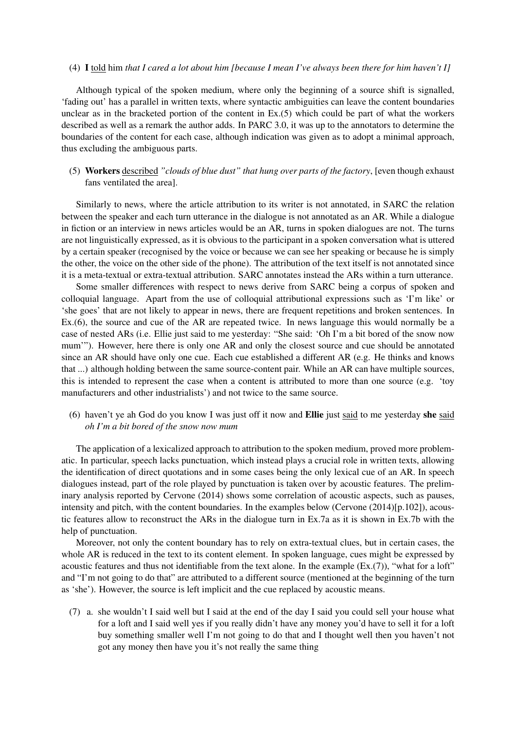(4) **I** <u>told</u> him *that I cared a lot about him [because I mean I've always been there for him haven't I]*

Although typical of the spoken medium, where only the beginning of a source shift is signalled, 'fading out' has a parallel in written texts, where syntactic ambiguities can leave the content boundaries unclear as in the bracketed portion of the content in Ex.(5) which could be part of what the workers described as well as a remark the author adds. In PARC 3.0, it was up to the annotators to determine the boundaries of the content for each case, although indication was given as to adopt a minimal approach, thus excluding the ambiguous parts.

(5) **Workers** <u>described</u> *"clouds of blue dust" that hung over parts of the factory*, [even though exhaust fans ventilated the area].

Similarly to news, where the article attribution to its writer is not annotated, in SARC the relation between the speaker and each turn utterance in the dialogue is not annotated as an AR. While a dialogue in fiction or an interview in news articles would be an AR, turns in spoken dialogues are not. The turns are not linguistically expressed, as it is obvious to the participant in a spoken conversation what is uttered by a certain speaker (recognised by the voice or because we can see her speaking or because he is simply the other, the voice on the other side of the phone). The attribution of the text itself is not annotated since it is a meta-textual or extra-textual attribution. SARC annotates instead the ARs within a turn utterance.

Some smaller differences with respect to news derive from SARC being a corpus of spoken and colloquial language. Apart from the use of colloquial attributional expressions such as 'I'm like' or 'she goes' that are not likely to appear in news, there are frequent repetitions and broken sentences. In Ex.(6), the source and cue of the AR are repeated twice. In news language this would normally be a case of nested ARs (i.e. Ellie just said to me yesterday: "She said: 'Oh I'm a bit bored of the snow now mum'"). However, here there is only one AR and only the closest source and cue should be annotated since an AR should have only one cue. Each cue established a different AR (e.g. He thinks and knows that ...) although holding between the same source-content pair. While an AR can have multiple sources, this is intended to represent the case when a content is attributed to more than one source (e.g. 'toy manufacturers and other industrialists') and not twice to the same source.

(6) haven't ye ah God do you know I was just off it now and **Ellie** just <u>said</u> to me yesterday **she** <u>said</u> *oh I'm a bit bored of the snow now mum*

The application of a lexicalized approach to attribution to the spoken medium, proved more problematic. In particular, speech lacks punctuation, which instead plays a crucial role in written texts, allowing the identification of direct quotations and in some cases being the only lexical cue of an AR. In speech dialogues instead, part of the role played by punctuation is taken over by acoustic features. The preliminary analysis reported by Cervone (2014) shows some correlation of acoustic aspects, such as pauses, intensity and pitch, with the content boundaries. In the examples below (Cervone (2014)[p.102]), acoustic features allow to reconstruct the ARs in the dialogue turn in Ex.7a as it is shown in Ex.7b with the help of punctuation.

Moreover, not only the content boundary has to rely on extra-textual clues, but in certain cases, the whole AR is reduced in the text to its content element. In spoken language, cues might be expressed by acoustic features and thus not identifiable from the text alone. In the example (Ex.(7)), "what for a loft" and "I'm not going to do that" are attributed to a different source (mentioned at the beginning of the turn as 'she'). However, the source is left implicit and the cue replaced by acoustic means.

(7) a. she wouldn't I said well but I said at the end of the day I said you could sell your house what for a loft and I said well yes if you really didn't have any money you'd have to sell it for a loft buy something smaller well I'm not going to do that and I thought well then you haven't not got any money then have you it's not really the same thing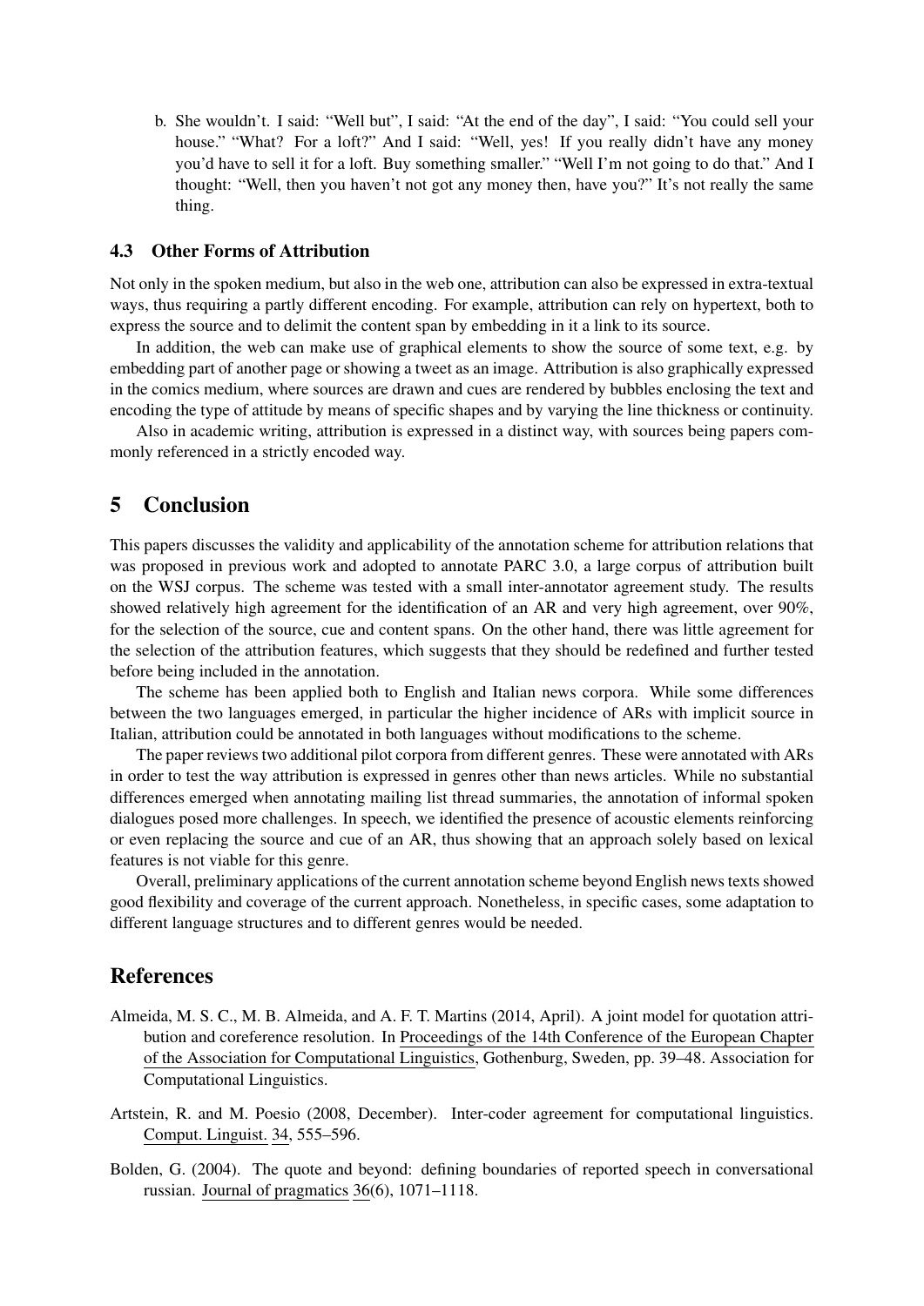b. She wouldn't. I said: "Well but", I said: "At the end of the day", I said: "You could sell your house." "What? For a loft?" And I said: "Well, yes! If you really didn't have any money you'd have to sell it for a loft. Buy something smaller." "Well I'm not going to do that." And I thought: "Well, then you haven't not got any money then, have you?" It's not really the same thing.

### 4.3 Other Forms of Attribution

Not only in the spoken medium, but also in the web one, attribution can also be expressed in extra-textual ways, thus requiring a partly different encoding. For example, attribution can rely on hypertext, both to express the source and to delimit the content span by embedding in it a link to its source.

In addition, the web can make use of graphical elements to show the source of some text, e.g. by embedding part of another page or showing a tweet as an image. Attribution is also graphically expressed in the comics medium, where sources are drawn and cues are rendered by bubbles enclosing the text and encoding the type of attitude by means of specific shapes and by varying the line thickness or continuity.

Also in academic writing, attribution is expressed in a distinct way, with sources being papers commonly referenced in a strictly encoded way.

## 5 Conclusion

This papers discusses the validity and applicability of the annotation scheme for attribution relations that was proposed in previous work and adopted to annotate PARC 3.0, a large corpus of attribution built on the WSJ corpus. The scheme was tested with a small inter-annotator agreement study. The results showed relatively high agreement for the identification of an AR and very high agreement, over 90%, for the selection of the source, cue and content spans. On the other hand, there was little agreement for the selection of the attribution features, which suggests that they should be redefined and further tested before being included in the annotation.

The scheme has been applied both to English and Italian news corpora. While some differences between the two languages emerged, in particular the higher incidence of ARs with implicit source in Italian, attribution could be annotated in both languages without modifications to the scheme.

The paper reviews two additional pilot corpora from different genres. These were annotated with ARs in order to test the way attribution is expressed in genres other than news articles. While no substantial differences emerged when annotating mailing list thread summaries, the annotation of informal spoken dialogues posed more challenges. In speech, we identified the presence of acoustic elements reinforcing or even replacing the source and cue of an AR, thus showing that an approach solely based on lexical features is not viable for this genre.

Overall, preliminary applications of the current annotation scheme beyond English news texts showed good flexibility and coverage of the current approach. Nonetheless, in specific cases, some adaptation to different language structures and to different genres would be needed.

## References

Almeida, M. S. C., M. B. Almeida, and A. F. T. Martins (2014, April). A joint model for quotation attribution and coreference resolution. In Proceedings of the 14th Conference of the European Chapter of the Association for Computational Linguistics, Gothenburg, Sweden, pp. 39–48. Association for Computational Linguistics.

Artstein, R. and M. Poesio (2008, December). Inter-coder agreement for computational linguistics. Comput. Linguist. 34, 555–596.

Bolden, G. (2004). The quote and beyond: defining boundaries of reported speech in conversational russian. Journal of pragmatics 36(6), 1071–1118.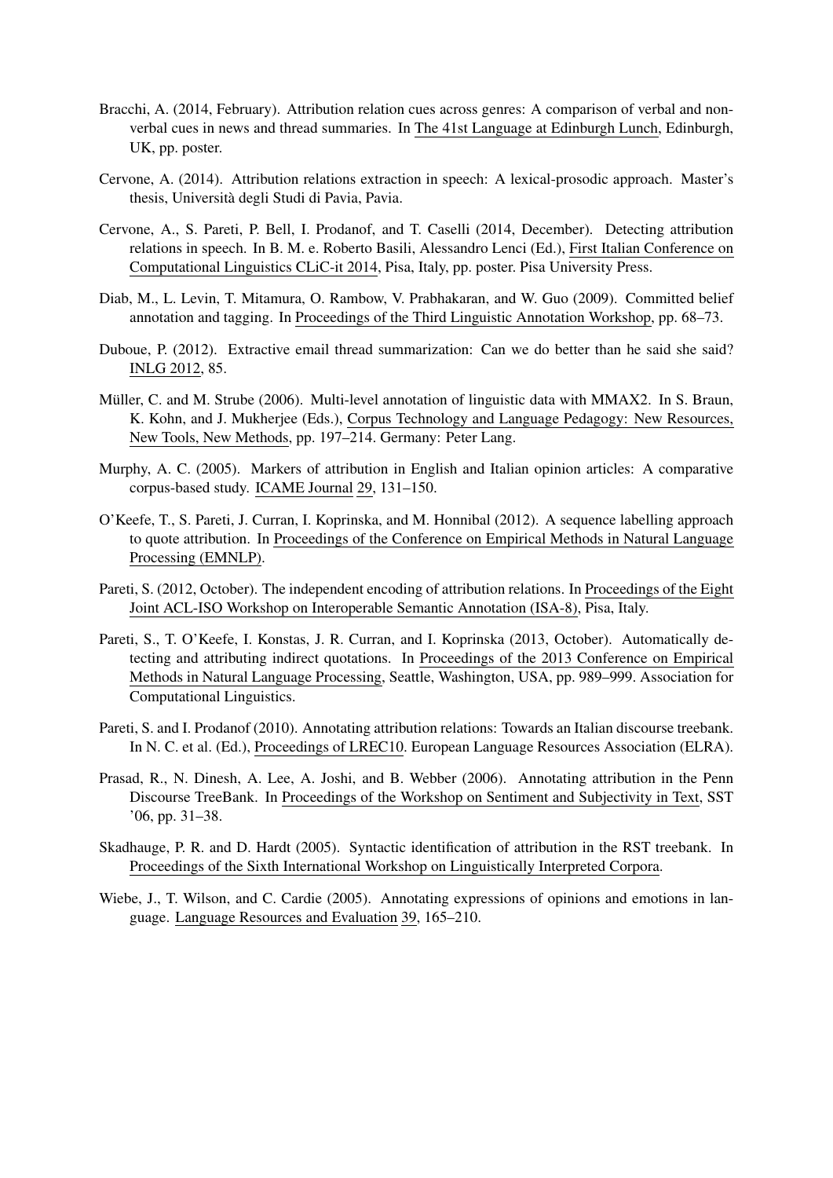Bracchi, A. (2014, February). Attribution relation cues across genres: A comparison of verbal and non-verbal cues in news and thread summaries. In The 41st Language at Edinburgh Lunch, Edinburgh, UK, pp. poster.

Cervone, A. (2014). Attribution relations extraction in speech: A lexical-prosodic approach. Master's thesis, Università degli Studi di Pavia, Pavia.

Cervone, A., S. Pareti, P. Bell, I. Prodanof, and T. Caselli (2014, December). Detecting attribution relations in speech. In B. M. e. Roberto Basili, Alessandro Lenci (Ed.), First Italian Conference on Computational Linguistics CLiC-it 2014, Pisa, Italy, pp. poster. Pisa University Press.

Diab, M., L. Levin, T. Mitamura, O. Rambow, V. Prabhakaran, and W. Guo (2009). Committed belief annotation and tagging. In Proceedings of the Third Linguistic Annotation Workshop, pp. 68–73.

Duboue, P. (2012). Extractive email thread summarization: Can we do better than he said she said? INLG 2012, 85.

Müller, C. and M. Strube (2006). Multi-level annotation of linguistic data with MMAX2. In S. Braun, K. Kohn, and J. Mukherjee (Eds.), Corpus Technology and Language Pedagogy: New Resources, New Tools, New Methods, pp. 197–214. Germany: Peter Lang.

Murphy, A. C. (2005). Markers of attribution in English and Italian opinion articles: A comparative corpus-based study. ICAME Journal 29, 131–150.

O'Keefe, T., S. Pareti, J. Curran, I. Koprinska, and M. Honnibal (2012). A sequence labelling approach to quote attribution. In Proceedings of the Conference on Empirical Methods in Natural Language Processing (EMNLP).

Pareti, S. (2012, October). The independent encoding of attribution relations. In Proceedings of the Eight Joint ACL-ISO Workshop on Interoperable Semantic Annotation (ISA-8), Pisa, Italy.

Pareti, S., T. O'Keefe, I. Konstas, J. R. Curran, and I. Koprinska (2013, October). Automatically detecting and attributing indirect quotations. In Proceedings of the 2013 Conference on Empirical Methods in Natural Language Processing, Seattle, Washington, USA, pp. 989–999. Association for Computational Linguistics.

Pareti, S. and I. Prodanof (2010). Annotating attribution relations: Towards an Italian discourse treebank. In N. C. et al. (Ed.), Proceedings of LREC10. European Language Resources Association (ELRA).

Prasad, R., N. Dinesh, A. Lee, A. Joshi, and B. Webber (2006). Annotating attribution in the Penn Discourse TreeBank. In Proceedings of the Workshop on Sentiment and Subjectivity in Text, SST '06, pp. 31–38.

Skadhauge, P. R. and D. Hardt (2005). Syntactic identification of attribution in the RST treebank. In Proceedings of the Sixth International Workshop on Linguistically Interpreted Corpora.

Wiebe, J., T. Wilson, and C. Cardie (2005). Annotating expressions of opinions and emotions in language. Language Resources and Evaluation 39, 165–210.